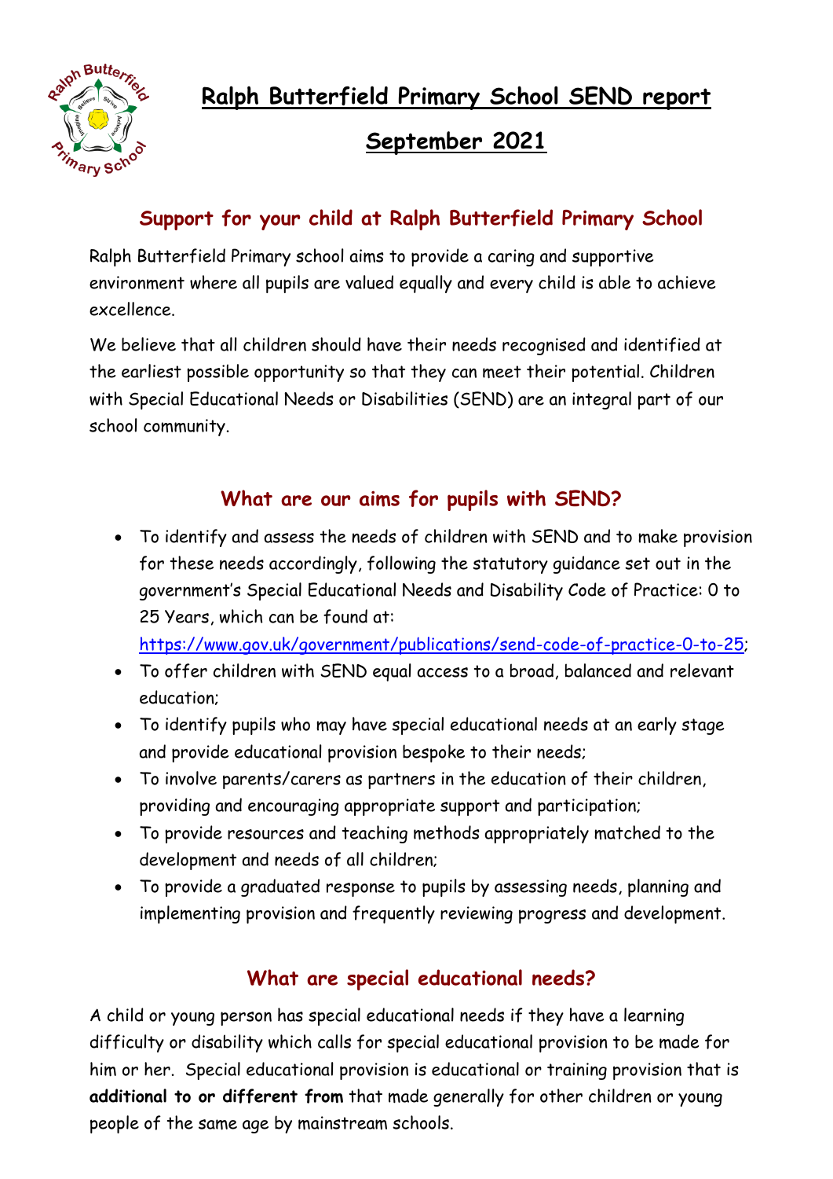# Ralph Butterfield Primary School SEND report

# September 2021

## Support for your child at Ralph Butterfield Primary School

Ralph Butterfield Primary school aims to provide a caring and supportive environment where all pupils are valued equally and every child is able to achieve excellence.

We believe that all children should have their needs recognised and identified at the earliest possible opportunity so that they can meet their potential. Children with Special Educational Needs or Disabilities (SEND) are an integral part of our school community.

## What are our aims for pupils with SEND?

- To identify and assess the needs of children with SEND and to make provision for these needs accordingly, following the statutory guidance set out in the government's Special Educational Needs and Disability Code of Practice: 0 to 25 Years, which can be found at: https://www.gov.uk/government/publications/send-code-of-practice-0-to-25;
- To offer children with SEND equal access to a broad, balanced and relevant education;
- To identify pupils who may have special educational needs at an early stage and provide educational provision bespoke to their needs;
- To involve parents/carers as partners in the education of their children, providing and encouraging appropriate support and participation;
- To provide resources and teaching methods appropriately matched to the development and needs of all children;
- To provide a graduated response to pupils by assessing needs, planning and implementing provision and frequently reviewing progress and development.

## What are special educational needs?

A child or young person has special educational needs if they have a learning difficulty or disability which calls for special educational provision to be made for him or her. Special educational provision is educational or training provision that is **additional to or different from** that made generally for other children or young people of the same age by mainstream schools.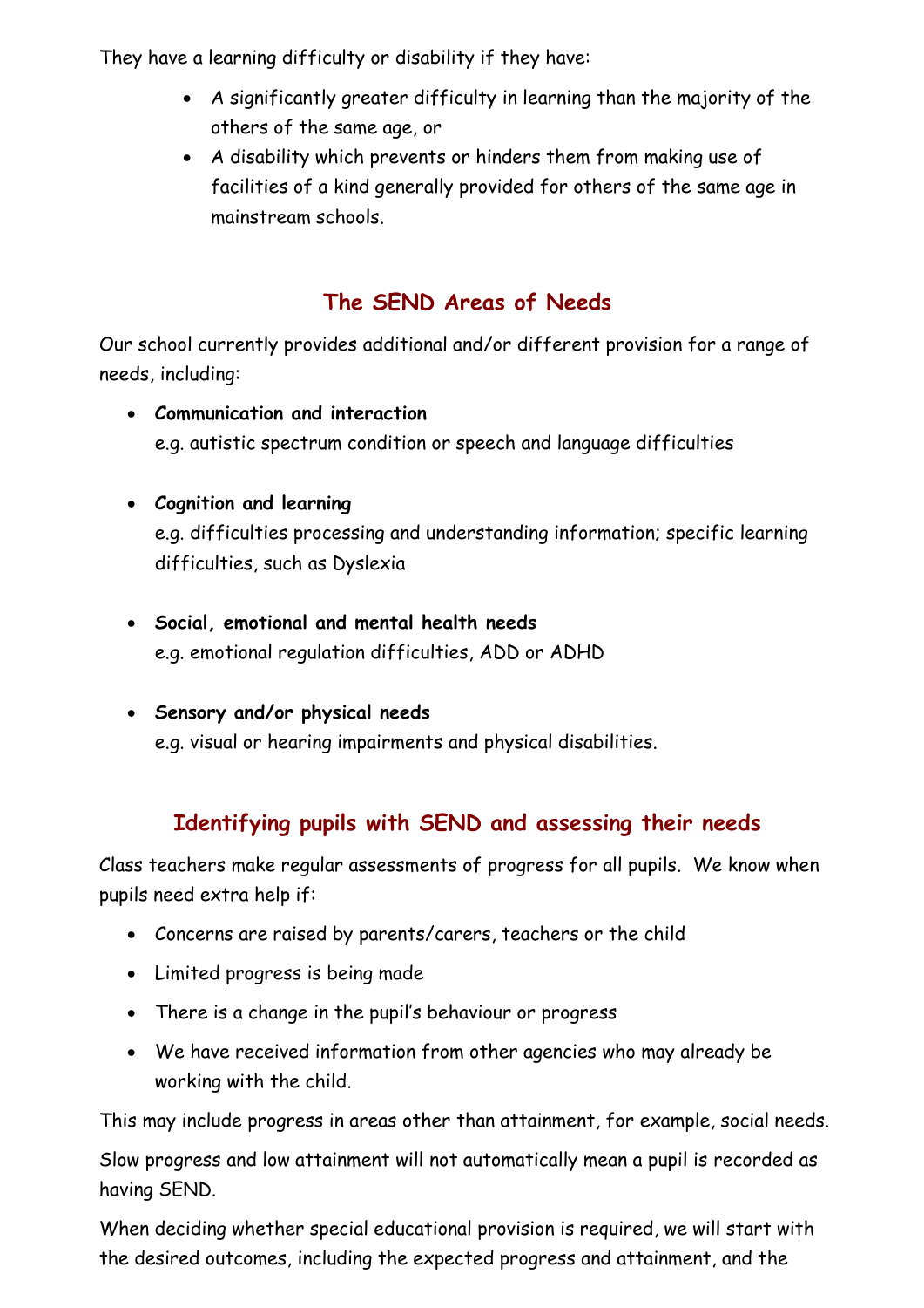They have a learning difficulty or disability if they have:

- A significantly greater difficulty in learning than the majority of the others of the same age, or
- A disability which prevents or hinders them from making use of facilities of a kind generally provided for others of the same age in mainstream schools.

## The SEND Areas of Needs

Our school currently provides additional and/or different provision for a range of needs, including:

- **Communication and interaction**
  e.g. autistic spectrum condition or speech and language difficulties

- **Cognition and learning**
  e.g. difficulties processing and understanding information; specific learning difficulties, such as Dyslexia

- **Social, emotional and mental health needs**
  e.g. emotional regulation difficulties, ADD or ADHD

- **Sensory and/or physical needs**
  e.g. visual or hearing impairments and physical disabilities.

## Identifying pupils with SEND and assessing their needs

Class teachers make regular assessments of progress for all pupils. We know when pupils need extra help if:

- Concerns are raised by parents/carers, teachers or the child
- Limited progress is being made
- There is a change in the pupil's behaviour or progress
- We have received information from other agencies who may already be working with the child.

This may include progress in areas other than attainment, for example, social needs.

Slow progress and low attainment will not automatically mean a pupil is recorded as having SEND.

When deciding whether special educational provision is required, we will start with the desired outcomes, including the expected progress and attainment, and the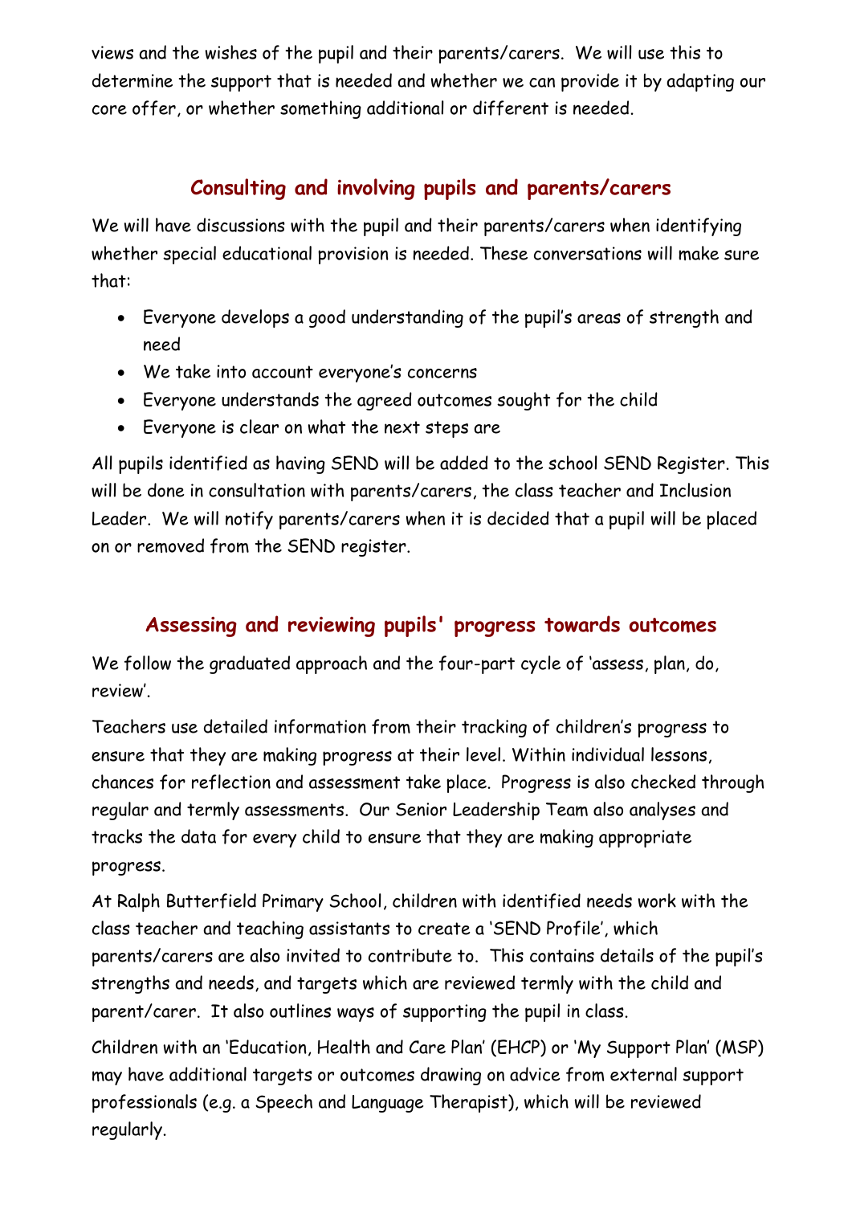views and the wishes of the pupil and their parents/carers. We will use this to determine the support that is needed and whether we can provide it by adapting our core offer, or whether something additional or different is needed.

## Consulting and involving pupils and parents/carers

We will have discussions with the pupil and their parents/carers when identifying whether special educational provision is needed. These conversations will make sure that:

- Everyone develops a good understanding of the pupil's areas of strength and need
- We take into account everyone's concerns
- Everyone understands the agreed outcomes sought for the child
- Everyone is clear on what the next steps are

All pupils identified as having SEND will be added to the school SEND Register. This will be done in consultation with parents/carers, the class teacher and Inclusion Leader. We will notify parents/carers when it is decided that a pupil will be placed on or removed from the SEND register.

## Assessing and reviewing pupils' progress towards outcomes

We follow the graduated approach and the four-part cycle of 'assess, plan, do, review'.

Teachers use detailed information from their tracking of children's progress to ensure that they are making progress at their level. Within individual lessons, chances for reflection and assessment take place. Progress is also checked through regular and termly assessments. Our Senior Leadership Team also analyses and tracks the data for every child to ensure that they are making appropriate progress.

At Ralph Butterfield Primary School, children with identified needs work with the class teacher and teaching assistants to create a 'SEND Profile', which parents/carers are also invited to contribute to. This contains details of the pupil's strengths and needs, and targets which are reviewed termly with the child and parent/carer. It also outlines ways of supporting the pupil in class.

Children with an 'Education, Health and Care Plan' (EHCP) or 'My Support Plan' (MSP) may have additional targets or outcomes drawing on advice from external support professionals (e.g. a Speech and Language Therapist), which will be reviewed regularly.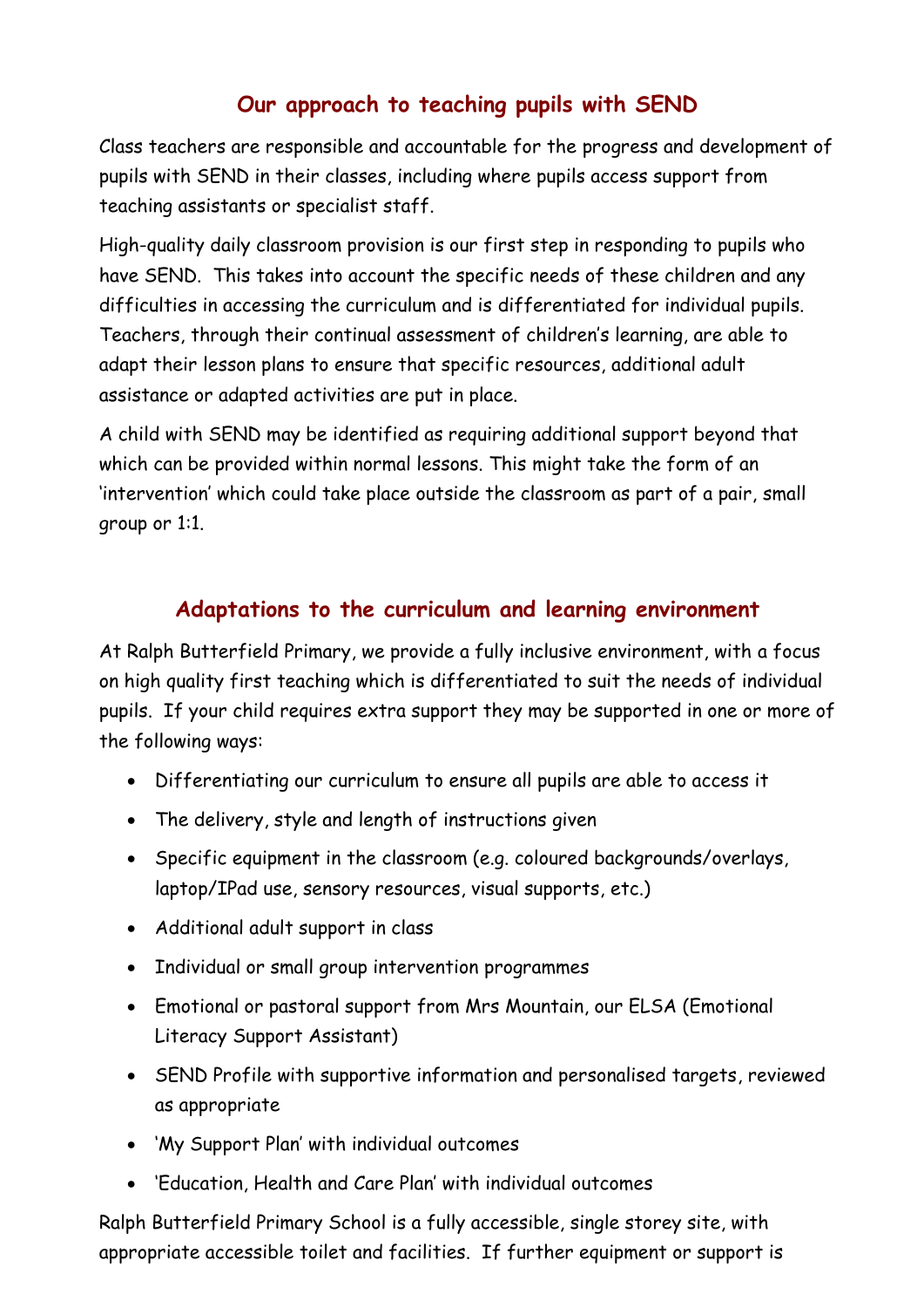## Our approach to teaching pupils with SEND

Class teachers are responsible and accountable for the progress and development of pupils with SEND in their classes, including where pupils access support from teaching assistants or specialist staff.

High-quality daily classroom provision is our first step in responding to pupils who have SEND. This takes into account the specific needs of these children and any difficulties in accessing the curriculum and is differentiated for individual pupils. Teachers, through their continual assessment of children's learning, are able to adapt their lesson plans to ensure that specific resources, additional adult assistance or adapted activities are put in place.

A child with SEND may be identified as requiring additional support beyond that which can be provided within normal lessons. This might take the form of an 'intervention' which could take place outside the classroom as part of a pair, small group or 1:1.

## Adaptations to the curriculum and learning environment

At Ralph Butterfield Primary, we provide a fully inclusive environment, with a focus on high quality first teaching which is differentiated to suit the needs of individual pupils. If your child requires extra support they may be supported in one or more of the following ways:

- Differentiating our curriculum to ensure all pupils are able to access it
- The delivery, style and length of instructions given
- Specific equipment in the classroom (e.g. coloured backgrounds/overlays, laptop/IPad use, sensory resources, visual supports, etc.)
- Additional adult support in class
- Individual or small group intervention programmes
- Emotional or pastoral support from Mrs Mountain, our ELSA (Emotional Literacy Support Assistant)
- SEND Profile with supportive information and personalised targets, reviewed as appropriate
- 'My Support Plan' with individual outcomes
- 'Education, Health and Care Plan' with individual outcomes

Ralph Butterfield Primary School is a fully accessible, single storey site, with appropriate accessible toilet and facilities. If further equipment or support is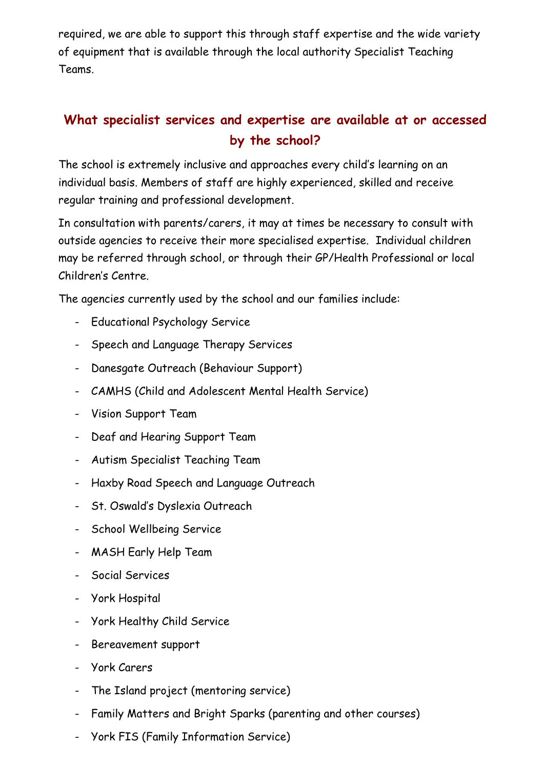required, we are able to support this through staff expertise and the wide variety of equipment that is available through the local authority Specialist Teaching Teams.

## What specialist services and expertise are available at or accessed by the school?

The school is extremely inclusive and approaches every child's learning on an individual basis. Members of staff are highly experienced, skilled and receive regular training and professional development.

In consultation with parents/carers, it may at times be necessary to consult with outside agencies to receive their more specialised expertise. Individual children may be referred through school, or through their GP/Health Professional or local Children's Centre.

The agencies currently used by the school and our families include:

- Educational Psychology Service
- Speech and Language Therapy Services
- Danesgate Outreach (Behaviour Support)
- CAMHS (Child and Adolescent Mental Health Service)
- Vision Support Team
- Deaf and Hearing Support Team
- Autism Specialist Teaching Team
- Haxby Road Speech and Language Outreach
- St. Oswald's Dyslexia Outreach
- School Wellbeing Service
- MASH Early Help Team
- Social Services
- York Hospital
- York Healthy Child Service
- Bereavement support
- York Carers
- The Island project (mentoring service)
- Family Matters and Bright Sparks (parenting and other courses)
- York FIS (Family Information Service)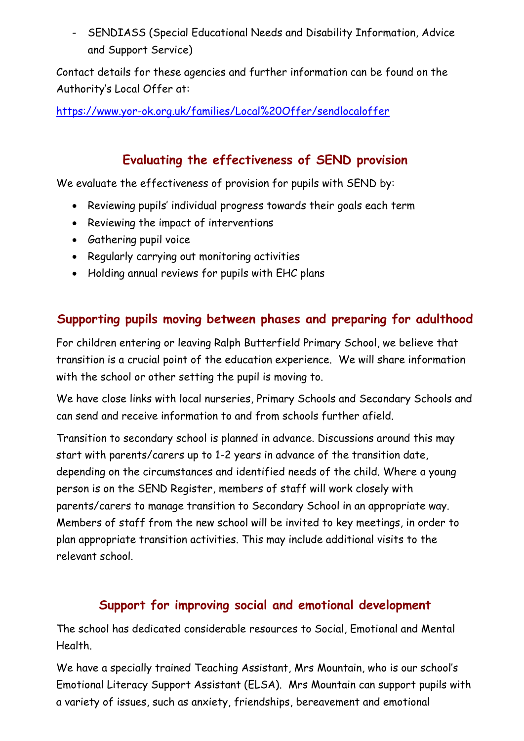- SENDIASS (Special Educational Needs and Disability Information, Advice and Support Service)

Contact details for these agencies and further information can be found on the Authority's Local Offer at:

https://www.yor-ok.org.uk/families/Local%20Offer/sendlocaloffer

## Evaluating the effectiveness of SEND provision

We evaluate the effectiveness of provision for pupils with SEND by:

- Reviewing pupils' individual progress towards their goals each term
- Reviewing the impact of interventions
- Gathering pupil voice
- Regularly carrying out monitoring activities
- Holding annual reviews for pupils with EHC plans

## Supporting pupils moving between phases and preparing for adulthood

For children entering or leaving Ralph Butterfield Primary School, we believe that transition is a crucial point of the education experience. We will share information with the school or other setting the pupil is moving to.

We have close links with local nurseries, Primary Schools and Secondary Schools and can send and receive information to and from schools further afield.

Transition to secondary school is planned in advance. Discussions around this may start with parents/carers up to 1-2 years in advance of the transition date, depending on the circumstances and identified needs of the child. Where a young person is on the SEND Register, members of staff will work closely with parents/carers to manage transition to Secondary School in an appropriate way. Members of staff from the new school will be invited to key meetings, in order to plan appropriate transition activities. This may include additional visits to the relevant school.

## Support for improving social and emotional development

The school has dedicated considerable resources to Social, Emotional and Mental Health.

We have a specially trained Teaching Assistant, Mrs Mountain, who is our school's Emotional Literacy Support Assistant (ELSA). Mrs Mountain can support pupils with a variety of issues, such as anxiety, friendships, bereavement and emotional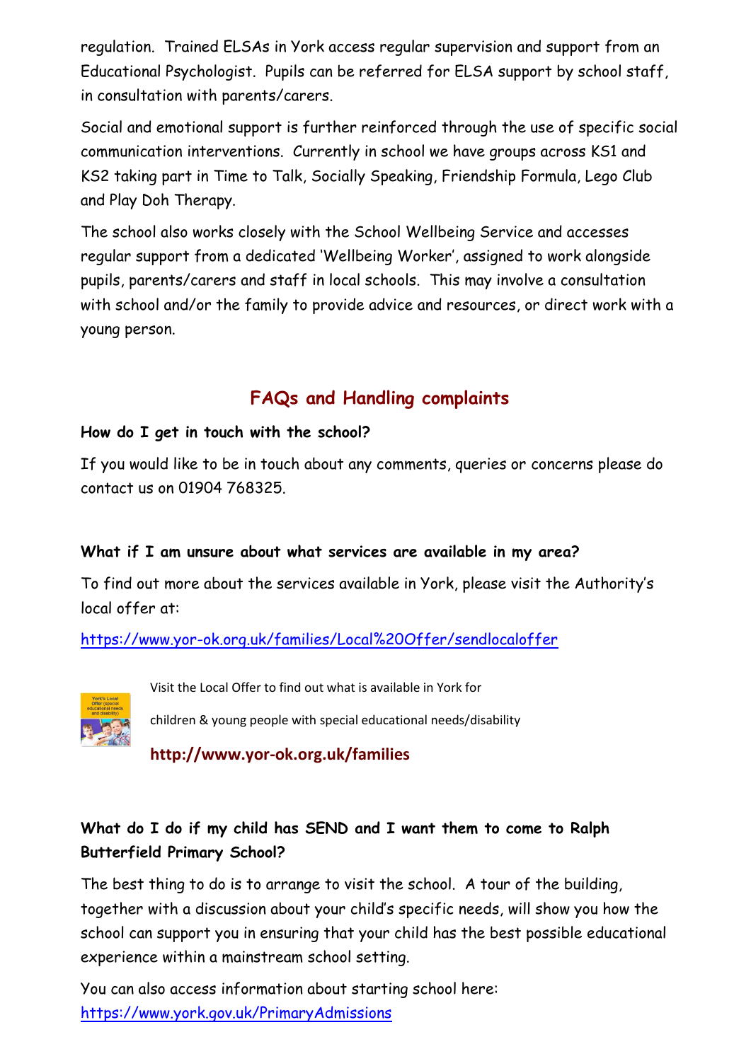regulation. Trained ELSAs in York access regular supervision and support from an Educational Psychologist. Pupils can be referred for ELSA support by school staff, in consultation with parents/carers.

Social and emotional support is further reinforced through the use of specific social communication interventions. Currently in school we have groups across KS1 and KS2 taking part in Time to Talk, Socially Speaking, Friendship Formula, Lego Club and Play Doh Therapy.

The school also works closely with the School Wellbeing Service and accesses regular support from a dedicated 'Wellbeing Worker', assigned to work alongside pupils, parents/carers and staff in local schools. This may involve a consultation with school and/or the family to provide advice and resources, or direct work with a young person.

## FAQs and Handling complaints

**How do I get in touch with the school?**

If you would like to be in touch about any comments, queries or concerns please do contact us on 01904 768325.

**What if I am unsure about what services are available in my area?**

To find out more about the services available in York, please visit the Authority's local offer at:

https://www.yor-ok.org.uk/families/Local%20Offer/sendlocaloffer

Visit the Local Offer to find out what is available in York for

children & young people with special educational needs/disability

**http://www.yor-ok.org.uk/families**

**What do I do if my child has SEND and I want them to come to Ralph Butterfield Primary School?**

The best thing to do is to arrange to visit the school. A tour of the building, together with a discussion about your child's specific needs, will show you how the school can support you in ensuring that your child has the best possible educational experience within a mainstream school setting.

You can also access information about starting school here:
https://www.york.gov.uk/PrimaryAdmissions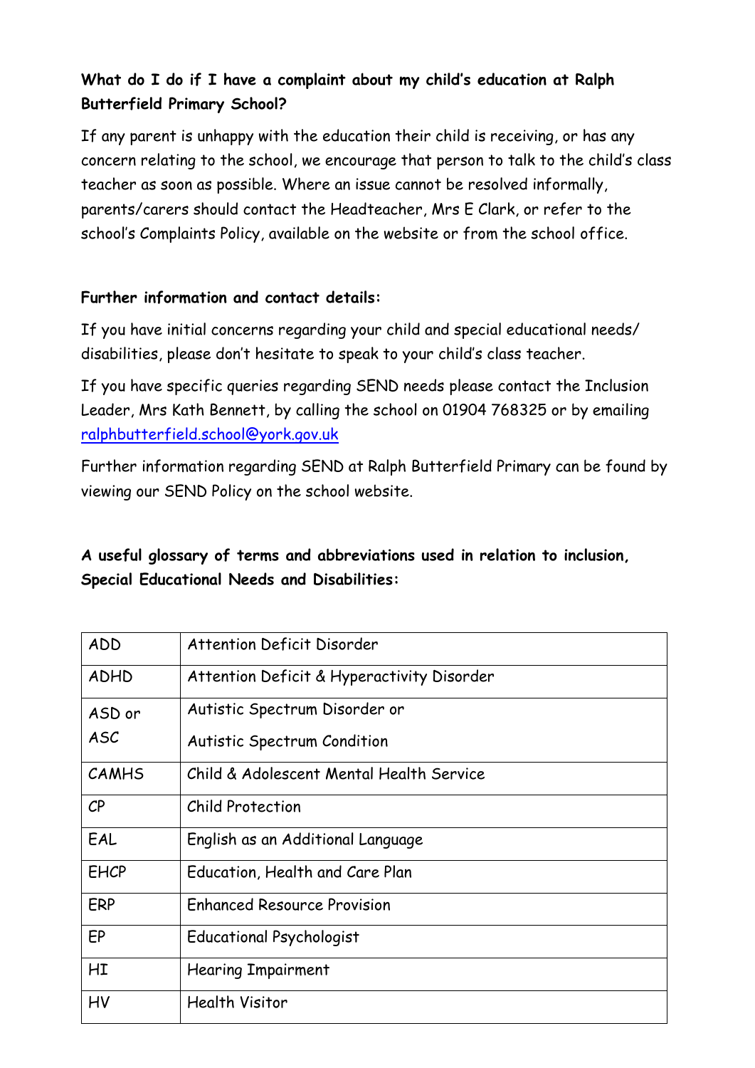**What do I do if I have a complaint about my child's education at Ralph Butterfield Primary School?**

If any parent is unhappy with the education their child is receiving, or has any concern relating to the school, we encourage that person to talk to the child's class teacher as soon as possible. Where an issue cannot be resolved informally, parents/carers should contact the Headteacher, Mrs E Clark, or refer to the school's Complaints Policy, available on the website or from the school office.

**Further information and contact details:**

If you have initial concerns regarding your child and special educational needs/ disabilities, please don't hesitate to speak to your child's class teacher.

If you have specific queries regarding SEND needs please contact the Inclusion Leader, Mrs Kath Bennett, by calling the school on 01904 768325 or by emailing ralphbutterfield.school@york.gov.uk

Further information regarding SEND at Ralph Butterfield Primary can be found by viewing our SEND Policy on the school website.

**A useful glossary of terms and abbreviations used in relation to inclusion, Special Educational Needs and Disabilities:**

| | |
|---|---|
| ADD | Attention Deficit Disorder |
| ADHD | Attention Deficit & Hyperactivity Disorder |
| ASD or ASC | Autistic Spectrum Disorder or Autistic Spectrum Condition |
| CAMHS | Child & Adolescent Mental Health Service |
| CP | Child Protection |
| EAL | English as an Additional Language |
| EHCP | Education, Health and Care Plan |
| ERP | Enhanced Resource Provision |
| EP | Educational Psychologist |
| HI | Hearing Impairment |
| HV | Health Visitor |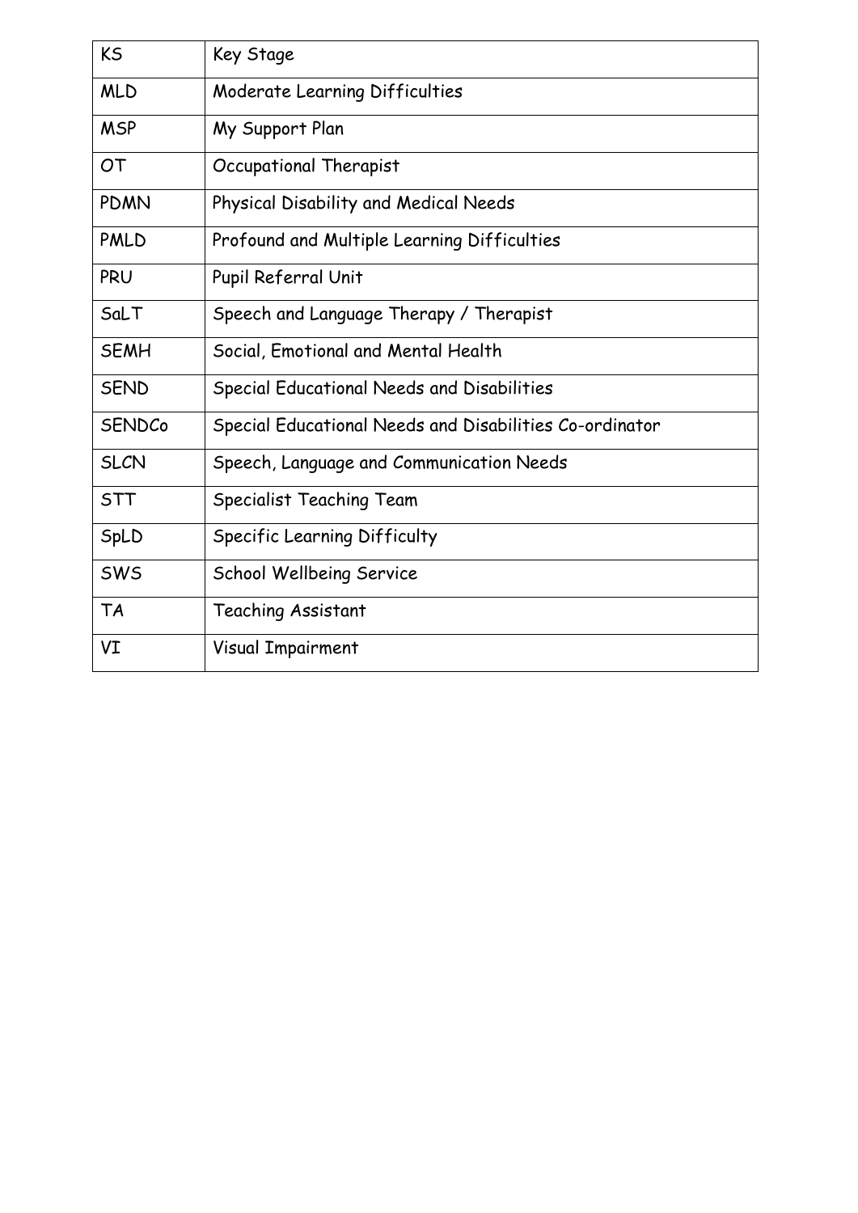| | |
|---|---|
| KS | Key Stage |
| MLD | Moderate Learning Difficulties |
| MSP | My Support Plan |
| OT | Occupational Therapist |
| PDMN | Physical Disability and Medical Needs |
| PMLD | Profound and Multiple Learning Difficulties |
| PRU | Pupil Referral Unit |
| SaLT | Speech and Language Therapy / Therapist |
| SEMH | Social, Emotional and Mental Health |
| SEND | Special Educational Needs and Disabilities |
| SENDCo | Special Educational Needs and Disabilities Co-ordinator |
| SLCN | Speech, Language and Communication Needs |
| STT | Specialist Teaching Team |
| SpLD | Specific Learning Difficulty |
| SWS | School Wellbeing Service |
| TA | Teaching Assistant |
| VI | Visual Impairment |